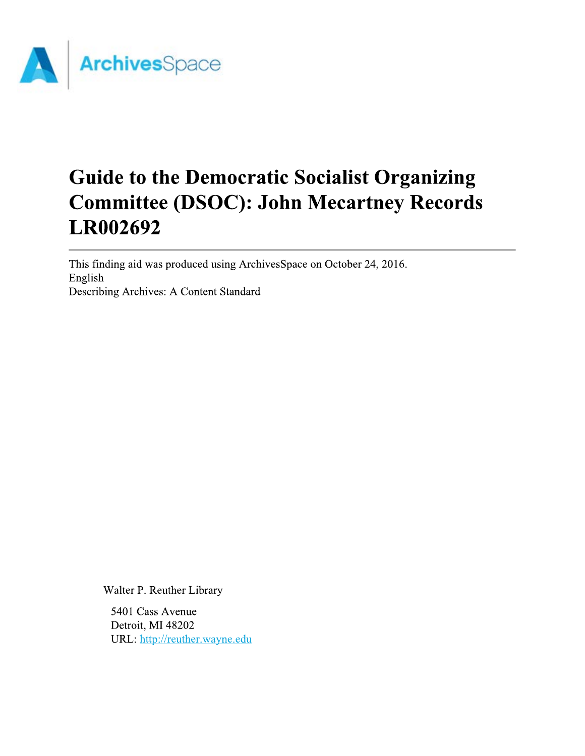ArchivesSpace

# Guide to the Democratic Socialist Organizing Committee (DSOC): John Mecartney Records LR002692

---

This finding aid was produced using ArchivesSpace on October 24, 2016.
English
Describing Archives: A Content Standard

Walter P. Reuther Library

5401 Cass Avenue
Detroit, MI 48202
URL: http://reuther.wayne.edu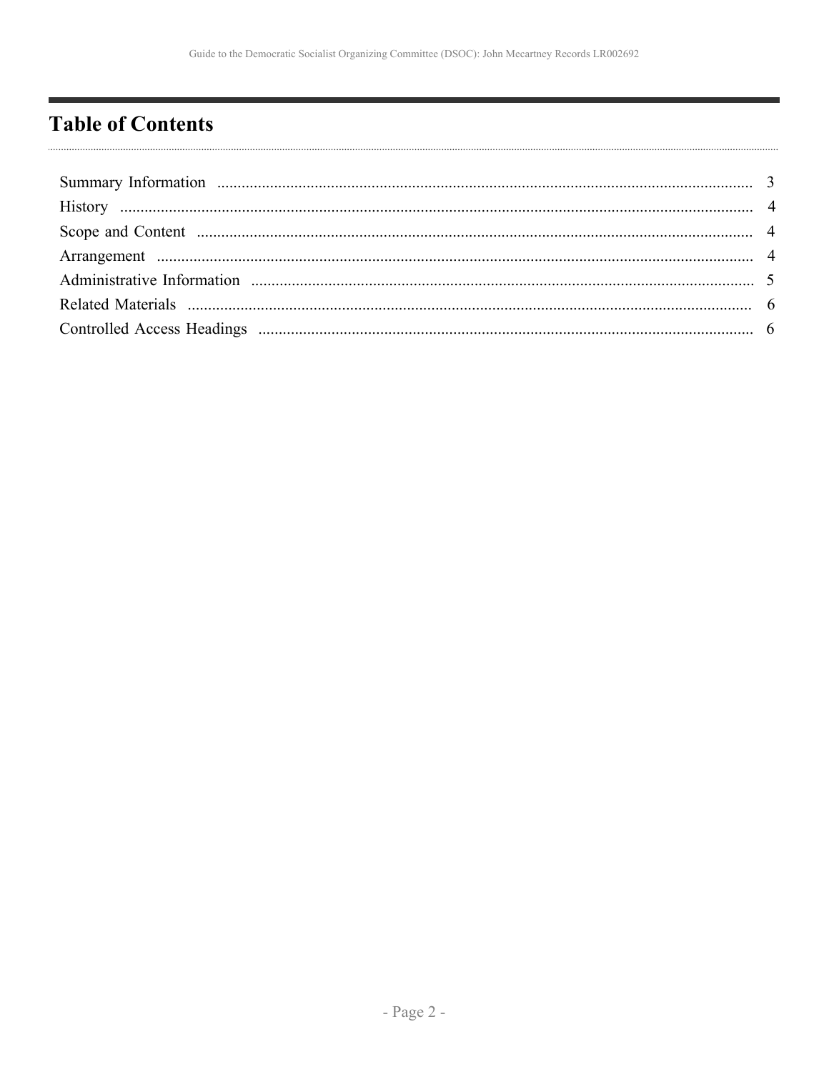# Table of Contents

- Summary Information ..... 3
- History ..... 4
- Scope and Content ..... 4
- Arrangement ..... 4
- Administrative Information ..... 5
- Related Materials ..... 6
- Controlled Access Headings ..... 6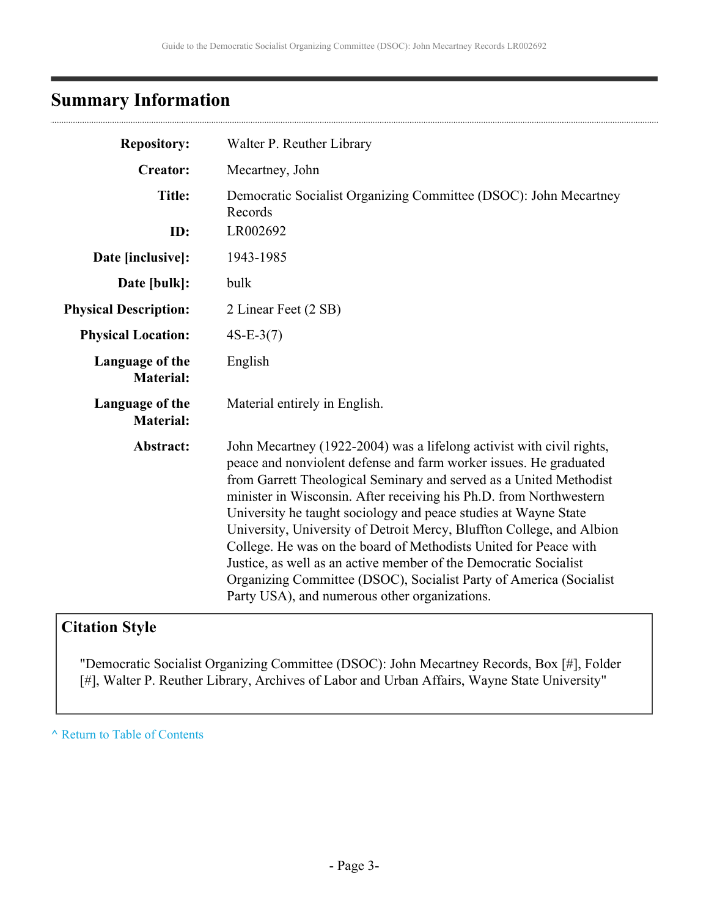## Summary Information

| | |
|---|---|
| **Repository:** | Walter P. Reuther Library |
| **Creator:** | Mecartney, John |
| **Title:** | Democratic Socialist Organizing Committee (DSOC): John Mecartney Records |
| **ID:** | LR002692 |
| **Date [inclusive]:** | 1943-1985 |
| **Date [bulk]:** | bulk |
| **Physical Description:** | 2 Linear Feet (2 SB) |
| **Physical Location:** | 4S-E-3(7) |
| **Language of the Material:** | English |
| **Language of the Material:** | Material entirely in English. |
| **Abstract:** | John Mecartney (1922-2004) was a lifelong activist with civil rights, peace and nonviolent defense and farm worker issues. He graduated from Garrett Theological Seminary and served as a United Methodist minister in Wisconsin. After receiving his Ph.D. from Northwestern University he taught sociology and peace studies at Wayne State University, University of Detroit Mercy, Bluffton College, and Albion College. He was on the board of Methodists United for Peace with Justice, as well as an active member of the Democratic Socialist Organizing Committee (DSOC), Socialist Party of America (Socialist Party USA), and numerous other organizations. |

### Citation Style

"Democratic Socialist Organizing Committee (DSOC): John Mecartney Records, Box [#], Folder [#], Walter P. Reuther Library, Archives of Labor and Urban Affairs, Wayne State University"

^ Return to Table of Contents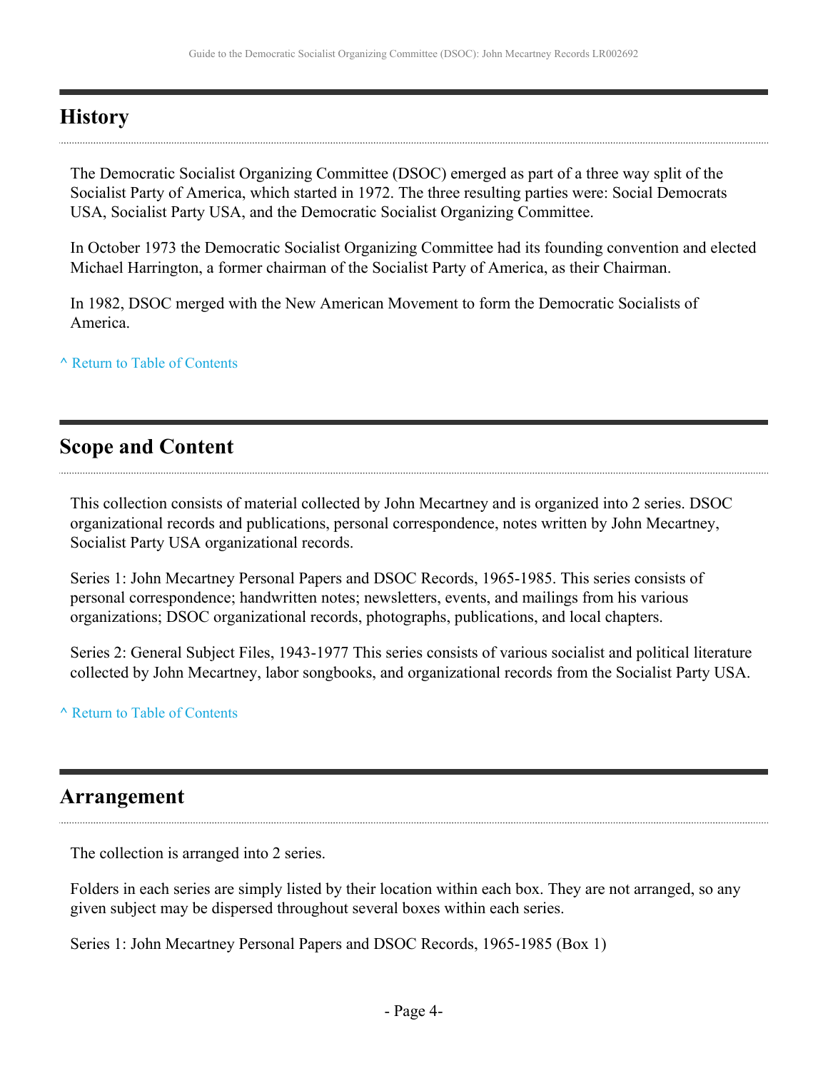## History

The Democratic Socialist Organizing Committee (DSOC) emerged as part of a three way split of the Socialist Party of America, which started in 1972. The three resulting parties were: Social Democrats USA, Socialist Party USA, and the Democratic Socialist Organizing Committee.

In October 1973 the Democratic Socialist Organizing Committee had its founding convention and elected Michael Harrington, a former chairman of the Socialist Party of America, as their Chairman.

In 1982, DSOC merged with the New American Movement to form the Democratic Socialists of America.

^ Return to Table of Contents

## Scope and Content

This collection consists of material collected by John Mecartney and is organized into 2 series. DSOC organizational records and publications, personal correspondence, notes written by John Mecartney, Socialist Party USA organizational records.

Series 1: John Mecartney Personal Papers and DSOC Records, 1965-1985. This series consists of personal correspondence; handwritten notes; newsletters, events, and mailings from his various organizations; DSOC organizational records, photographs, publications, and local chapters.

Series 2: General Subject Files, 1943-1977 This series consists of various socialist and political literature collected by John Mecartney, labor songbooks, and organizational records from the Socialist Party USA.

^ Return to Table of Contents

## Arrangement

The collection is arranged into 2 series.

Folders in each series are simply listed by their location within each box. They are not arranged, so any given subject may be dispersed throughout several boxes within each series.

Series 1: John Mecartney Personal Papers and DSOC Records, 1965-1985 (Box 1)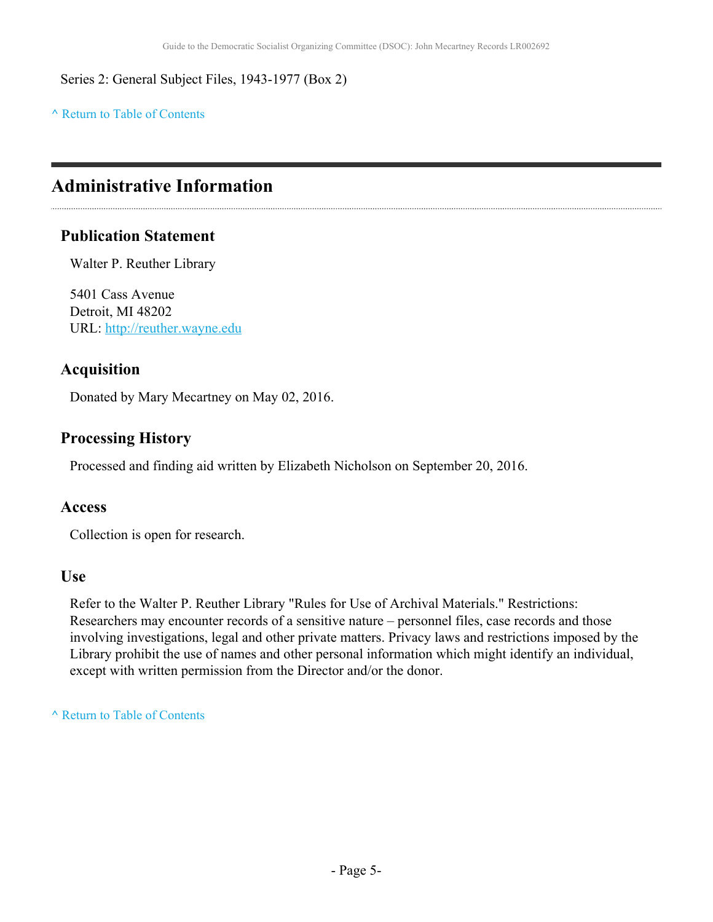Series 2: General Subject Files, 1943-1977 (Box 2)

^ Return to Table of Contents

## Administrative Information

### Publication Statement

Walter P. Reuther Library

5401 Cass Avenue
Detroit, MI 48202
URL: http://reuther.wayne.edu

### Acquisition

Donated by Mary Mecartney on May 02, 2016.

### Processing History

Processed and finding aid written by Elizabeth Nicholson on September 20, 2016.

### Access

Collection is open for research.

### Use

Refer to the Walter P. Reuther Library "Rules for Use of Archival Materials." Restrictions: Researchers may encounter records of a sensitive nature – personnel files, case records and those involving investigations, legal and other private matters. Privacy laws and restrictions imposed by the Library prohibit the use of names and other personal information which might identify an individual, except with written permission from the Director and/or the donor.

^ Return to Table of Contents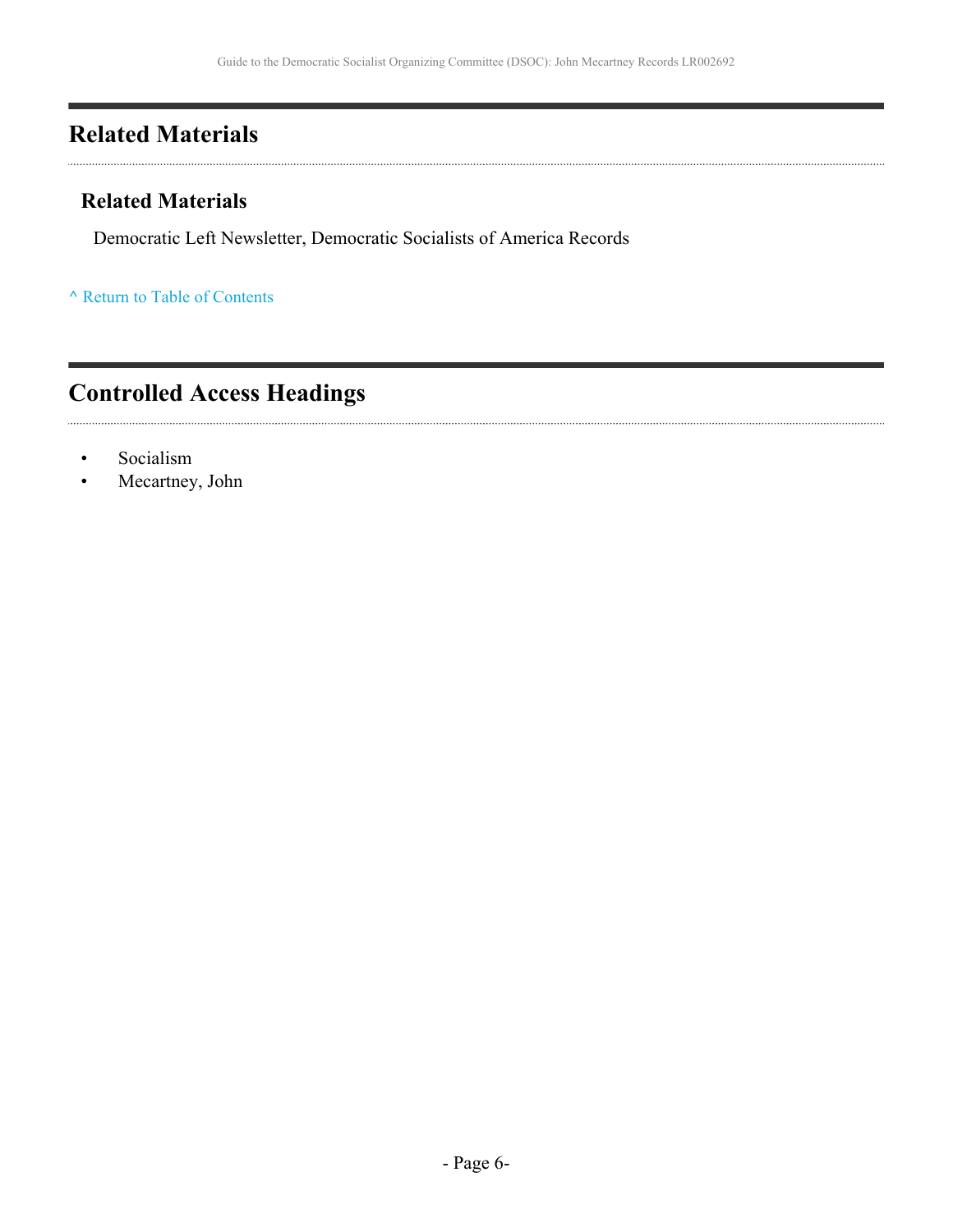## Related Materials

### Related Materials

Democratic Left Newsletter, Democratic Socialists of America Records

^ Return to Table of Contents

## Controlled Access Headings

- Socialism
- Mecartney, John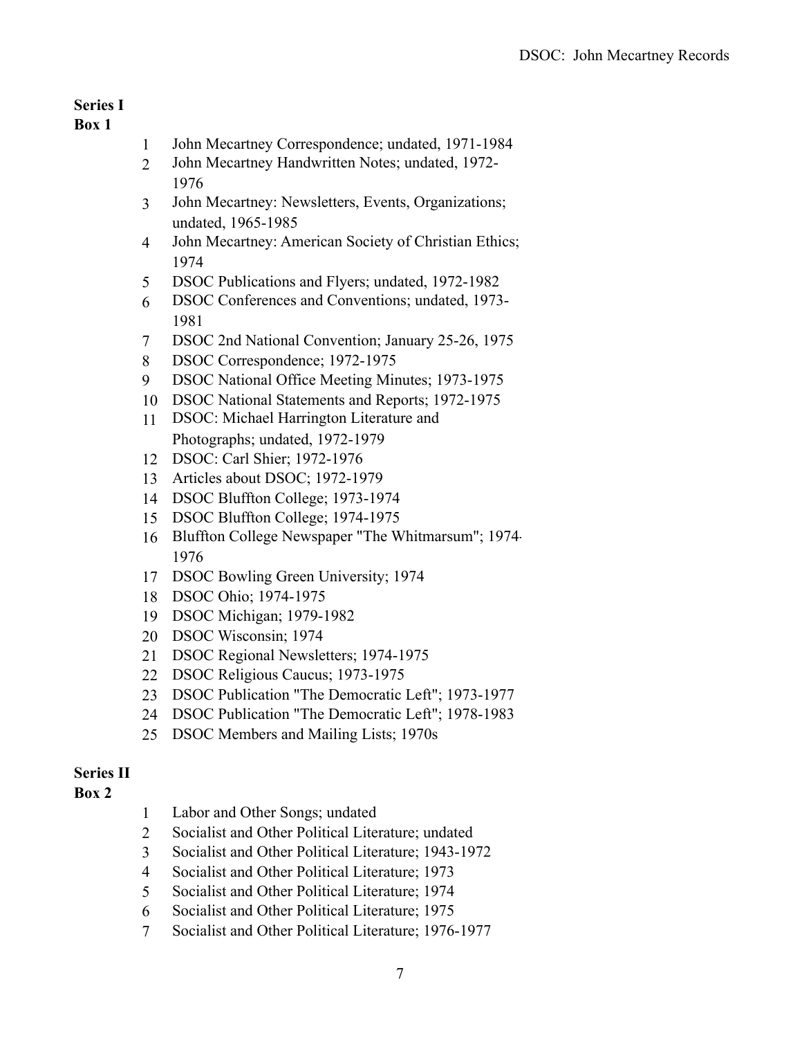**Series I**
**Box 1**

1 John Mecartney Correspondence; undated, 1971-1984
2 John Mecartney Handwritten Notes; undated, 1972-1976
3 John Mecartney: Newsletters, Events, Organizations; undated, 1965-1985
4 John Mecartney: American Society of Christian Ethics; 1974
5 DSOC Publications and Flyers; undated, 1972-1982
6 DSOC Conferences and Conventions; undated, 1973-1981
7 DSOC 2nd National Convention; January 25-26, 1975
8 DSOC Correspondence; 1972-1975
9 DSOC National Office Meeting Minutes; 1973-1975
10 DSOC National Statements and Reports; 1972-1975
11 DSOC: Michael Harrington Literature and Photographs; undated, 1972-1979
12 DSOC: Carl Shier; 1972-1976
13 Articles about DSOC; 1972-1979
14 DSOC Bluffton College; 1973-1974
15 DSOC Bluffton College; 1974-1975
16 Bluffton College Newspaper "The Whitmarsum"; 1974-1976
17 DSOC Bowling Green University; 1974
18 DSOC Ohio; 1974-1975
19 DSOC Michigan; 1979-1982
20 DSOC Wisconsin; 1974
21 DSOC Regional Newsletters; 1974-1975
22 DSOC Religious Caucus; 1973-1975
23 DSOC Publication "The Democratic Left"; 1973-1977
24 DSOC Publication "The Democratic Left"; 1978-1983
25 DSOC Members and Mailing Lists; 1970s

**Series II**
**Box 2**

1 Labor and Other Songs; undated
2 Socialist and Other Political Literature; undated
3 Socialist and Other Political Literature; 1943-1972
4 Socialist and Other Political Literature; 1973
5 Socialist and Other Political Literature; 1974
6 Socialist and Other Political Literature; 1975
7 Socialist and Other Political Literature; 1976-1977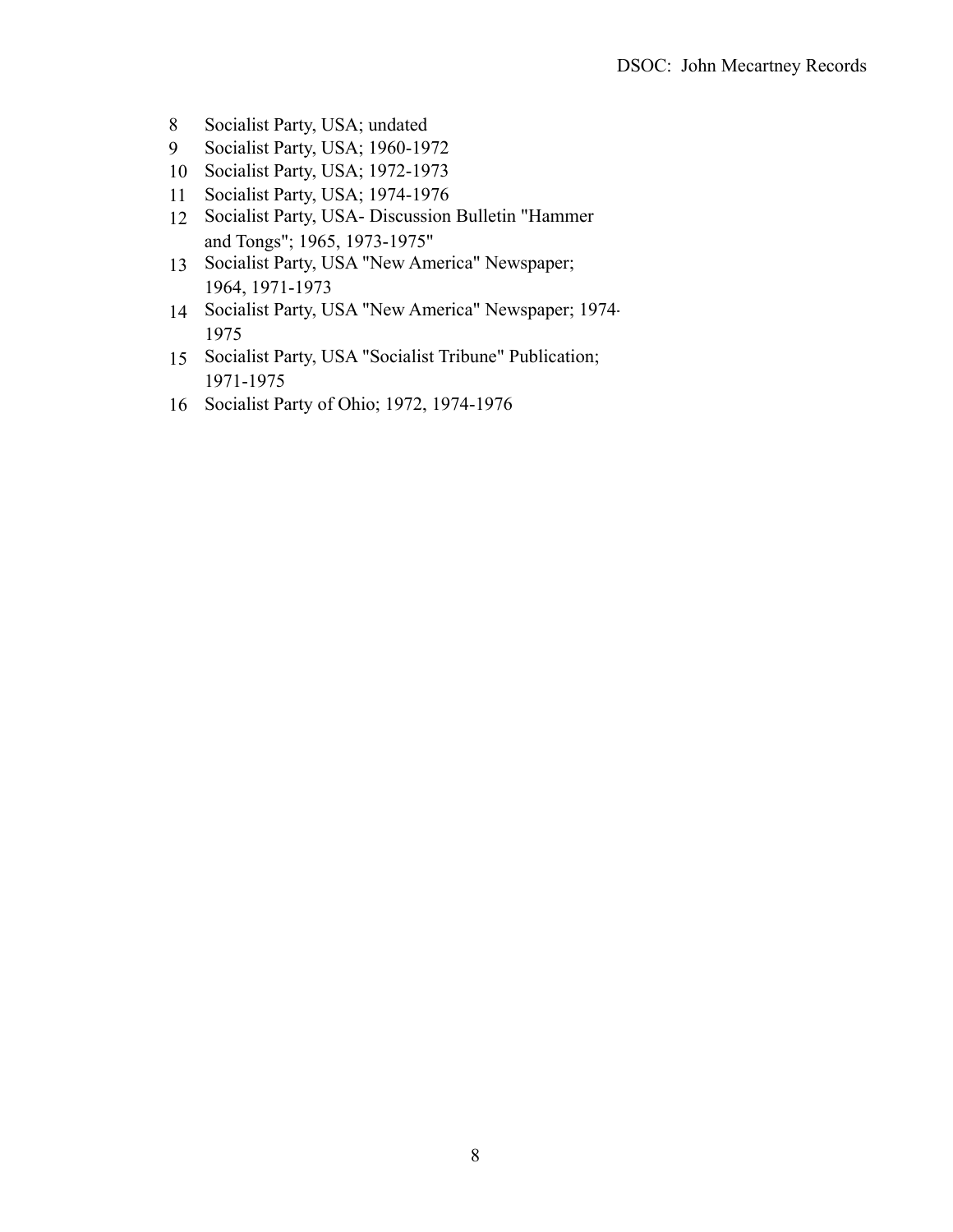8 Socialist Party, USA; undated
9 Socialist Party, USA; 1960-1972
10 Socialist Party, USA; 1972-1973
11 Socialist Party, USA; 1974-1976
12 Socialist Party, USA- Discussion Bulletin "Hammer and Tongs"; 1965, 1973-1975"
13 Socialist Party, USA "New America" Newspaper; 1964, 1971-1973
14 Socialist Party, USA "New America" Newspaper; 1974-1975
15 Socialist Party, USA "Socialist Tribune" Publication; 1971-1975
16 Socialist Party of Ohio; 1972, 1974-1976